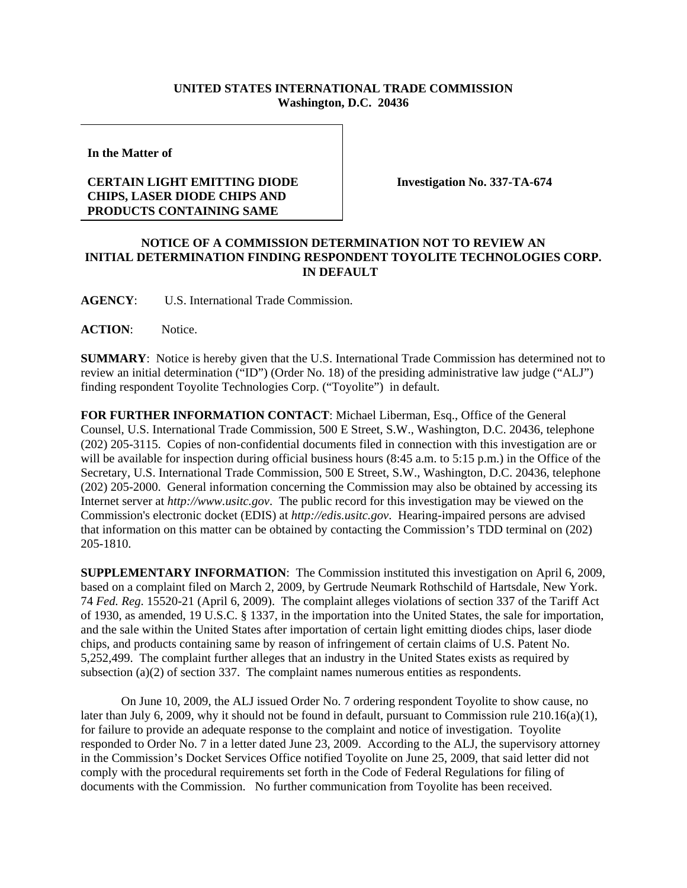**UNITED STATES INTERNATIONAL TRADE COMMISSION**
**Washington, D.C. 20436**

**In the Matter of**

**CERTAIN LIGHT EMITTING DIODE CHIPS, LASER DIODE CHIPS AND PRODUCTS CONTAINING SAME**

**Investigation No. 337-TA-674**

**NOTICE OF A COMMISSION DETERMINATION NOT TO REVIEW AN INITIAL DETERMINATION FINDING RESPONDENT TOYOLITE TECHNOLOGIES CORP. IN DEFAULT**

**AGENCY**: U.S. International Trade Commission.

**ACTION**: Notice.

**SUMMARY**: Notice is hereby given that the U.S. International Trade Commission has determined not to review an initial determination ("ID") (Order No. 18) of the presiding administrative law judge ("ALJ") finding respondent Toyolite Technologies Corp. ("Toyolite") in default.

**FOR FURTHER INFORMATION CONTACT**: Michael Liberman, Esq., Office of the General Counsel, U.S. International Trade Commission, 500 E Street, S.W., Washington, D.C. 20436, telephone (202) 205-3115. Copies of non-confidential documents filed in connection with this investigation are or will be available for inspection during official business hours (8:45 a.m. to 5:15 p.m.) in the Office of the Secretary, U.S. International Trade Commission, 500 E Street, S.W., Washington, D.C. 20436, telephone (202) 205-2000. General information concerning the Commission may also be obtained by accessing its Internet server at *http://www.usitc.gov*. The public record for this investigation may be viewed on the Commission's electronic docket (EDIS) at *http://edis.usitc.gov*. Hearing-impaired persons are advised that information on this matter can be obtained by contacting the Commission's TDD terminal on (202) 205-1810.

**SUPPLEMENTARY INFORMATION**: The Commission instituted this investigation on April 6, 2009, based on a complaint filed on March 2, 2009, by Gertrude Neumark Rothschild of Hartsdale, New York. 74 *Fed. Reg.* 15520-21 (April 6, 2009). The complaint alleges violations of section 337 of the Tariff Act of 1930, as amended, 19 U.S.C. § 1337, in the importation into the United States, the sale for importation, and the sale within the United States after importation of certain light emitting diodes chips, laser diode chips, and products containing same by reason of infringement of certain claims of U.S. Patent No. 5,252,499. The complaint further alleges that an industry in the United States exists as required by subsection (a)(2) of section 337. The complaint names numerous entities as respondents.

On June 10, 2009, the ALJ issued Order No. 7 ordering respondent Toyolite to show cause, no later than July 6, 2009, why it should not be found in default, pursuant to Commission rule 210.16(a)(1), for failure to provide an adequate response to the complaint and notice of investigation. Toyolite responded to Order No. 7 in a letter dated June 23, 2009. According to the ALJ, the supervisory attorney in the Commission's Docket Services Office notified Toyolite on June 25, 2009, that said letter did not comply with the procedural requirements set forth in the Code of Federal Regulations for filing of documents with the Commission. No further communication from Toyolite has been received.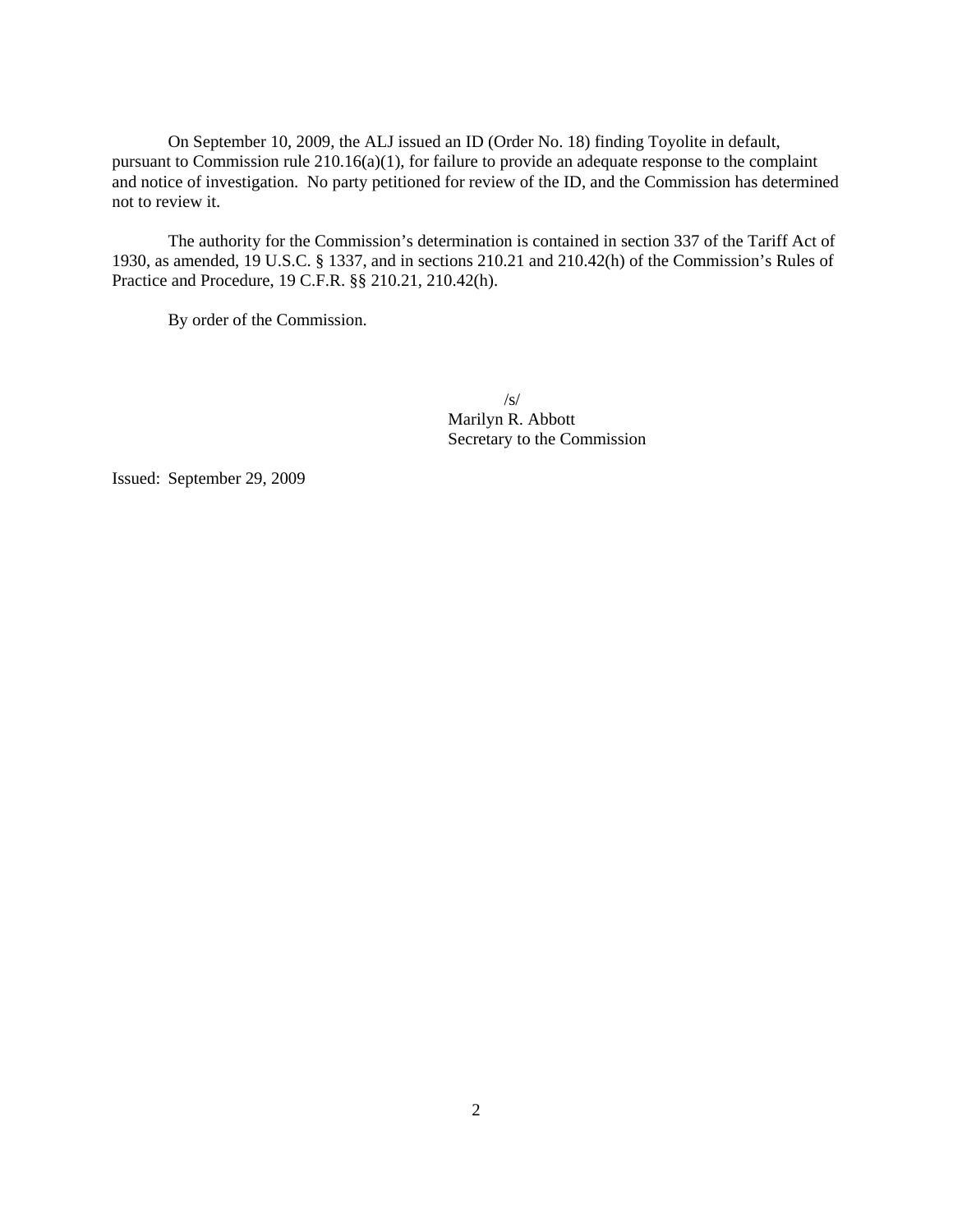On September 10, 2009, the ALJ issued an ID (Order No. 18) finding Toyolite in default, pursuant to Commission rule 210.16(a)(1), for failure to provide an adequate response to the complaint and notice of investigation. No party petitioned for review of the ID, and the Commission has determined not to review it.

The authority for the Commission's determination is contained in section 337 of the Tariff Act of 1930, as amended, 19 U.S.C. § 1337, and in sections 210.21 and 210.42(h) of the Commission's Rules of Practice and Procedure, 19 C.F.R. §§ 210.21, 210.42(h).

By order of the Commission.

/s/
Marilyn R. Abbott
Secretary to the Commission

Issued: September 29, 2009